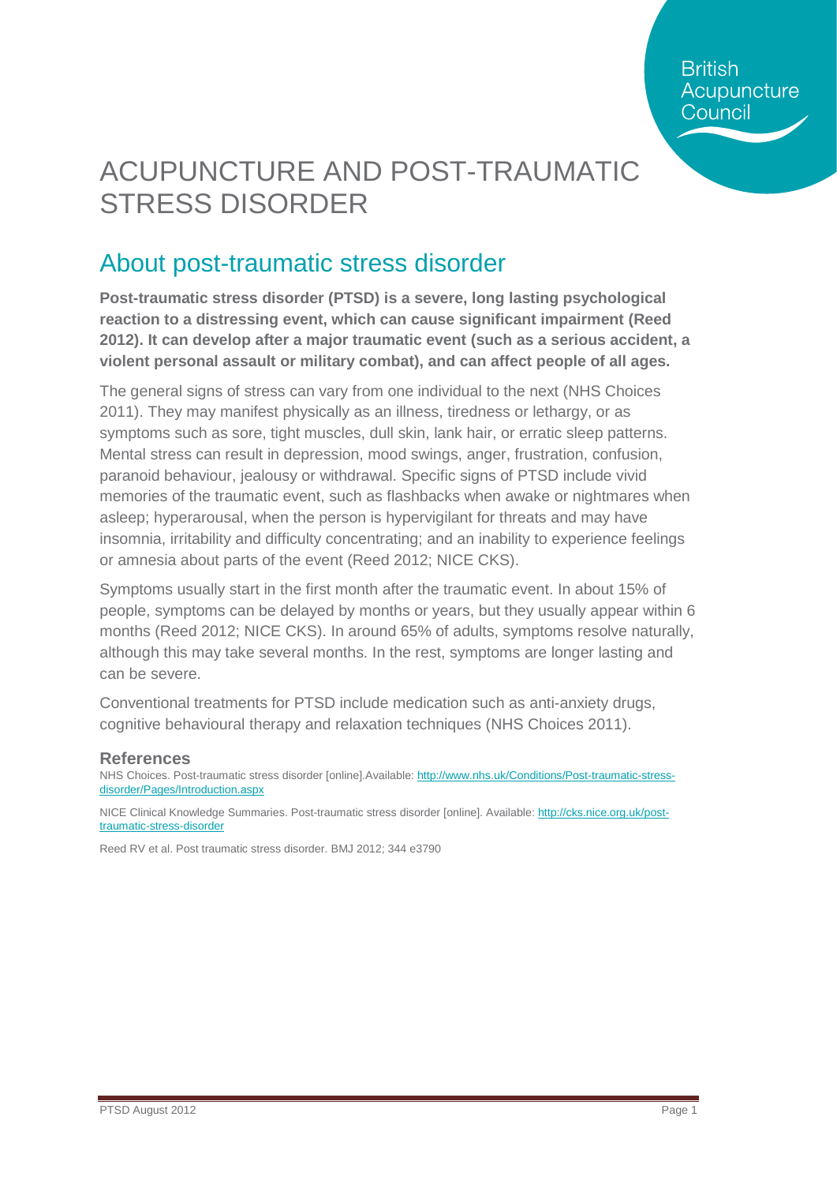# ACUPUNCTURE AND POST-TRAUMATIC STRESS DISORDER

## About post-traumatic stress disorder

**Post-traumatic stress disorder (PTSD) is a severe, long lasting psychological reaction to a distressing event, which can cause significant impairment (Reed 2012). It can develop after a major traumatic event (such as a serious accident, a violent personal assault or military combat), and can affect people of all ages.**

The general signs of stress can vary from one individual to the next (NHS Choices 2011). They may manifest physically as an illness, tiredness or lethargy, or as symptoms such as sore, tight muscles, dull skin, lank hair, or erratic sleep patterns. Mental stress can result in depression, mood swings, anger, frustration, confusion, paranoid behaviour, jealousy or withdrawal. Specific signs of PTSD include vivid memories of the traumatic event, such as flashbacks when awake or nightmares when asleep; hyperarousal, when the person is hypervigilant for threats and may have insomnia, irritability and difficulty concentrating; and an inability to experience feelings or amnesia about parts of the event (Reed 2012; NICE CKS).

Symptoms usually start in the first month after the traumatic event. In about 15% of people, symptoms can be delayed by months or years, but they usually appear within 6 months (Reed 2012; NICE CKS). In around 65% of adults, symptoms resolve naturally, although this may take several months. In the rest, symptoms are longer lasting and can be severe.

Conventional treatments for PTSD include medication such as anti-anxiety drugs, cognitive behavioural therapy and relaxation techniques (NHS Choices 2011).

### References

NHS Choices. Post-traumatic stress disorder [online].Available: http://www.nhs.uk/Conditions/Post-traumatic-stress-disorder/Pages/Introduction.aspx

NICE Clinical Knowledge Summaries. Post-traumatic stress disorder [online]. Available: http://cks.nice.org.uk/post-traumatic-stress-disorder

Reed RV et al. Post traumatic stress disorder. BMJ 2012; 344 e3790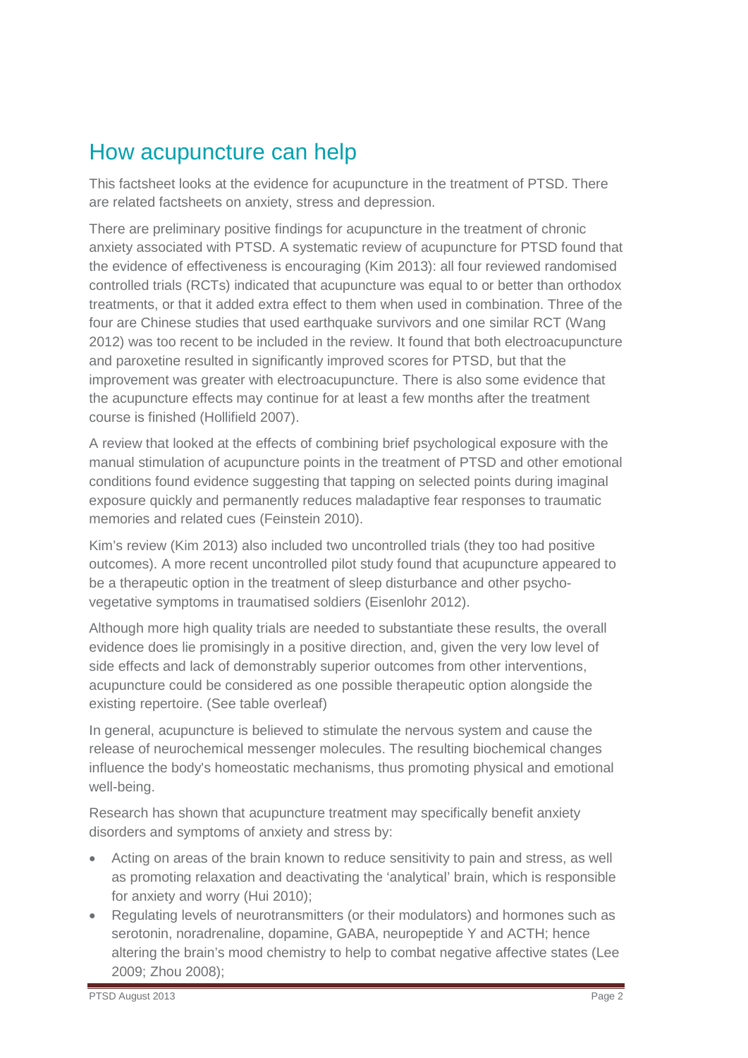## How acupuncture can help

This factsheet looks at the evidence for acupuncture in the treatment of PTSD. There are related factsheets on anxiety, stress and depression.

There are preliminary positive findings for acupuncture in the treatment of chronic anxiety associated with PTSD. A systematic review of acupuncture for PTSD found that the evidence of effectiveness is encouraging (Kim 2013): all four reviewed randomised controlled trials (RCTs) indicated that acupuncture was equal to or better than orthodox treatments, or that it added extra effect to them when used in combination. Three of the four are Chinese studies that used earthquake survivors and one similar RCT (Wang 2012) was too recent to be included in the review. It found that both electroacupuncture and paroxetine resulted in significantly improved scores for PTSD, but that the improvement was greater with electroacupuncture. There is also some evidence that the acupuncture effects may continue for at least a few months after the treatment course is finished (Hollifield 2007).

A review that looked at the effects of combining brief psychological exposure with the manual stimulation of acupuncture points in the treatment of PTSD and other emotional conditions found evidence suggesting that tapping on selected points during imaginal exposure quickly and permanently reduces maladaptive fear responses to traumatic memories and related cues (Feinstein 2010).

Kim's review (Kim 2013) also included two uncontrolled trials (they too had positive outcomes). A more recent uncontrolled pilot study found that acupuncture appeared to be a therapeutic option in the treatment of sleep disturbance and other psycho-vegetative symptoms in traumatised soldiers (Eisenlohr 2012).

Although more high quality trials are needed to substantiate these results, the overall evidence does lie promisingly in a positive direction, and, given the very low level of side effects and lack of demonstrably superior outcomes from other interventions, acupuncture could be considered as one possible therapeutic option alongside the existing repertoire. (See table overleaf)

In general, acupuncture is believed to stimulate the nervous system and cause the release of neurochemical messenger molecules. The resulting biochemical changes influence the body's homeostatic mechanisms, thus promoting physical and emotional well-being.

Research has shown that acupuncture treatment may specifically benefit anxiety disorders and symptoms of anxiety and stress by:

- Acting on areas of the brain known to reduce sensitivity to pain and stress, as well as promoting relaxation and deactivating the 'analytical' brain, which is responsible for anxiety and worry (Hui 2010);
- Regulating levels of neurotransmitters (or their modulators) and hormones such as serotonin, noradrenaline, dopamine, GABA, neuropeptide Y and ACTH; hence altering the brain's mood chemistry to help to combat negative affective states (Lee 2009; Zhou 2008);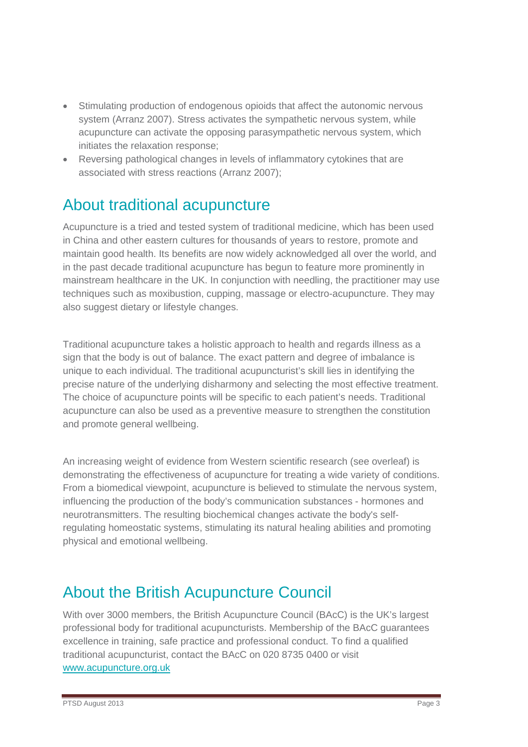- Stimulating production of endogenous opioids that affect the autonomic nervous system (Arranz 2007). Stress activates the sympathetic nervous system, while acupuncture can activate the opposing parasympathetic nervous system, which initiates the relaxation response;
- Reversing pathological changes in levels of inflammatory cytokines that are associated with stress reactions (Arranz 2007);

## About traditional acupuncture

Acupuncture is a tried and tested system of traditional medicine, which has been used in China and other eastern cultures for thousands of years to restore, promote and maintain good health. Its benefits are now widely acknowledged all over the world, and in the past decade traditional acupuncture has begun to feature more prominently in mainstream healthcare in the UK. In conjunction with needling, the practitioner may use techniques such as moxibustion, cupping, massage or electro-acupuncture. They may also suggest dietary or lifestyle changes.

Traditional acupuncture takes a holistic approach to health and regards illness as a sign that the body is out of balance. The exact pattern and degree of imbalance is unique to each individual. The traditional acupuncturist's skill lies in identifying the precise nature of the underlying disharmony and selecting the most effective treatment. The choice of acupuncture points will be specific to each patient's needs. Traditional acupuncture can also be used as a preventive measure to strengthen the constitution and promote general wellbeing.

An increasing weight of evidence from Western scientific research (see overleaf) is demonstrating the effectiveness of acupuncture for treating a wide variety of conditions. From a biomedical viewpoint, acupuncture is believed to stimulate the nervous system, influencing the production of the body's communication substances - hormones and neurotransmitters. The resulting biochemical changes activate the body's self-regulating homeostatic systems, stimulating its natural healing abilities and promoting physical and emotional wellbeing.

## About the British Acupuncture Council

With over 3000 members, the British Acupuncture Council (BAcC) is the UK's largest professional body for traditional acupuncturists. Membership of the BAcC guarantees excellence in training, safe practice and professional conduct. To find a qualified traditional acupuncturist, contact the BAcC on 020 8735 0400 or visit [www.acupuncture.org.uk](http://www.acupuncture.org.uk)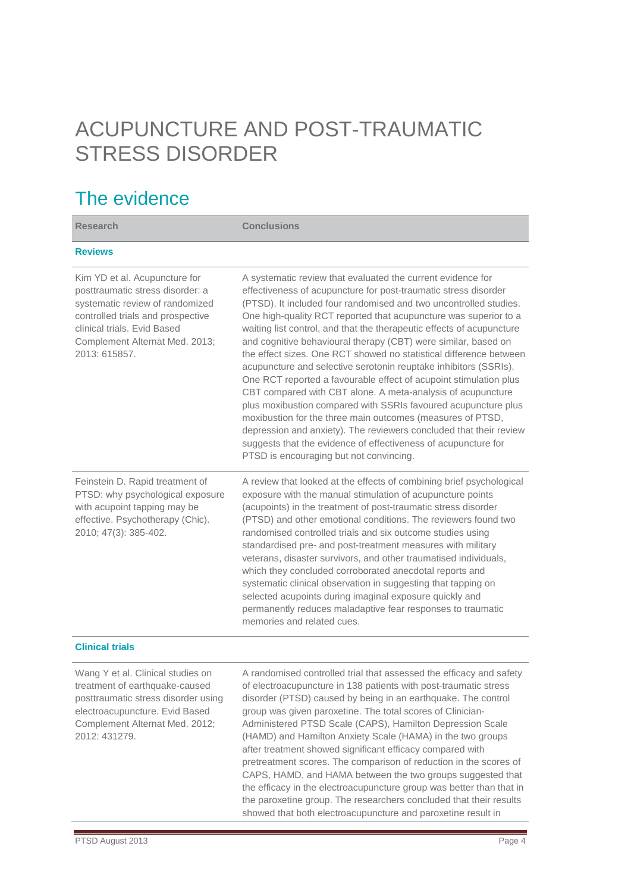# ACUPUNCTURE AND POST-TRAUMATIC STRESS DISORDER

## The evidence

| Research | Conclusions |
|---|---|
| **Reviews** | |
| Kim YD et al. Acupuncture for posttraumatic stress disorder: a systematic review of randomized controlled trials and prospective clinical trials. Evid Based Complement Alternat Med. 2013; 2013: 615857. | A systematic review that evaluated the current evidence for effectiveness of acupuncture for post-traumatic stress disorder (PTSD). It included four randomised and two uncontrolled studies. One high-quality RCT reported that acupuncture was superior to a waiting list control, and that the therapeutic effects of acupuncture and cognitive behavioural therapy (CBT) were similar, based on the effect sizes. One RCT showed no statistical difference between acupuncture and selective serotonin reuptake inhibitors (SSRIs). One RCT reported a favourable effect of acupoint stimulation plus CBT compared with CBT alone. A meta-analysis of acupuncture plus moxibustion compared with SSRIs favoured acupuncture plus moxibustion for the three main outcomes (measures of PTSD, depression and anxiety). The reviewers concluded that their review suggests that the evidence of effectiveness of acupuncture for PTSD is encouraging but not convincing. |
| Feinstein D. Rapid treatment of PTSD: why psychological exposure with acupoint tapping may be effective. Psychotherapy (Chic). 2010; 47(3): 385-402. | A review that looked at the effects of combining brief psychological exposure with the manual stimulation of acupuncture points (acupoints) in the treatment of post-traumatic stress disorder (PTSD) and other emotional conditions. The reviewers found two randomised controlled trials and six outcome studies using standardised pre- and post-treatment measures with military veterans, disaster survivors, and other traumatised individuals, which they concluded corroborated anecdotal reports and systematic clinical observation in suggesting that tapping on selected acupoints during imaginal exposure quickly and permanently reduces maladaptive fear responses to traumatic memories and related cues. |
| **Clinical trials** | |
| Wang Y et al. Clinical studies on treatment of earthquake-caused posttraumatic stress disorder using electroacupuncture. Evid Based Complement Alternat Med. 2012; 2012: 431279. | A randomised controlled trial that assessed the efficacy and safety of electroacupuncture in 138 patients with post-traumatic stress disorder (PTSD) caused by being in an earthquake. The control group was given paroxetine. The total scores of Clinician-Administered PTSD Scale (CAPS), Hamilton Depression Scale (HAMD) and Hamilton Anxiety Scale (HAMA) in the two groups after treatment showed significant efficacy compared with pretreatment scores. The comparison of reduction in the scores of CAPS, HAMD, and HAMA between the two groups suggested that the efficacy in the electroacupuncture group was better than that in the paroxetine group. The researchers concluded that their results showed that both electroacupuncture and paroxetine result in |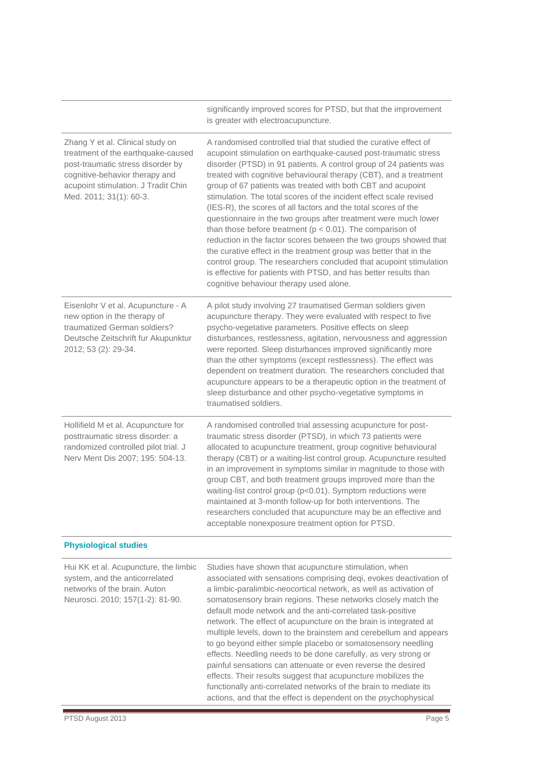| | |
|---|---|
| | significantly improved scores for PTSD, but that the improvement is greater with electroacupuncture. |
| Zhang Y et al. Clinical study on treatment of the earthquake-caused post-traumatic stress disorder by cognitive-behavior therapy and acupoint stimulation. J Tradit Chin Med. 2011; 31(1): 60-3. | A randomised controlled trial that studied the curative effect of acupoint stimulation on earthquake-caused post-traumatic stress disorder (PTSD) in 91 patients. A control group of 24 patients was treated with cognitive behavioural therapy (CBT), and a treatment group of 67 patients was treated with both CBT and acupoint stimulation. The total scores of the incident effect scale revised (IES-R), the scores of all factors and the total scores of the questionnaire in the two groups after treatment were much lower than those before treatment ($p < 0.01$). The comparison of reduction in the factor scores between the two groups showed that the curative effect in the treatment group was better that in the control group. The researchers concluded that acupoint stimulation is effective for patients with PTSD, and has better results than cognitive behaviour therapy used alone. |
| Eisenlohr V et al. Acupuncture - A new option in the therapy of traumatized German soldiers? Deutsche Zeitschrift fur Akupunktur 2012; 53 (2): 29-34. | A pilot study involving 27 traumatised German soldiers given acupuncture therapy. They were evaluated with respect to five psycho-vegetative parameters. Positive effects on sleep disturbances, restlessness, agitation, nervousness and aggression were reported. Sleep disturbances improved significantly more than the other symptoms (except restlessness). The effect was dependent on treatment duration. The researchers concluded that acupuncture appears to be a therapeutic option in the treatment of sleep disturbance and other psycho-vegetative symptoms in traumatised soldiers. |
| Hollifield M et al. Acupuncture for posttraumatic stress disorder: a randomized controlled pilot trial. J Nerv Ment Dis 2007; 195: 504-13. | A randomised controlled trial assessing acupuncture for post-traumatic stress disorder (PTSD), in which 73 patients were allocated to acupuncture treatment, group cognitive behavioural therapy (CBT) or a waiting-list control group. Acupuncture resulted in an improvement in symptoms similar in magnitude to those with group CBT, and both treatment groups improved more than the waiting-list control group ($p<0.01$). Symptom reductions were maintained at 3-month follow-up for both interventions. The researchers concluded that acupuncture may be an effective and acceptable nonexposure treatment option for PTSD. |
| **Physiological studies** | |
| Hui KK et al. Acupuncture, the limbic system, and the anticorrelated networks of the brain. Auton Neurosci. 2010; 157(1-2): 81-90. | Studies have shown that acupuncture stimulation, when associated with sensations comprising deqi, evokes deactivation of a limbic-paralimbic-neocortical network, as well as activation of somatosensory brain regions. These networks closely match the default mode network and the anti-correlated task-positive network. The effect of acupuncture on the brain is integrated at multiple levels, down to the brainstem and cerebellum and appears to go beyond either simple placebo or somatosensory needling effects. Needling needs to be done carefully, as very strong or painful sensations can attenuate or even reverse the desired effects. Their results suggest that acupuncture mobilizes the functionally anti-correlated networks of the brain to mediate its actions, and that the effect is dependent on the psychophysical |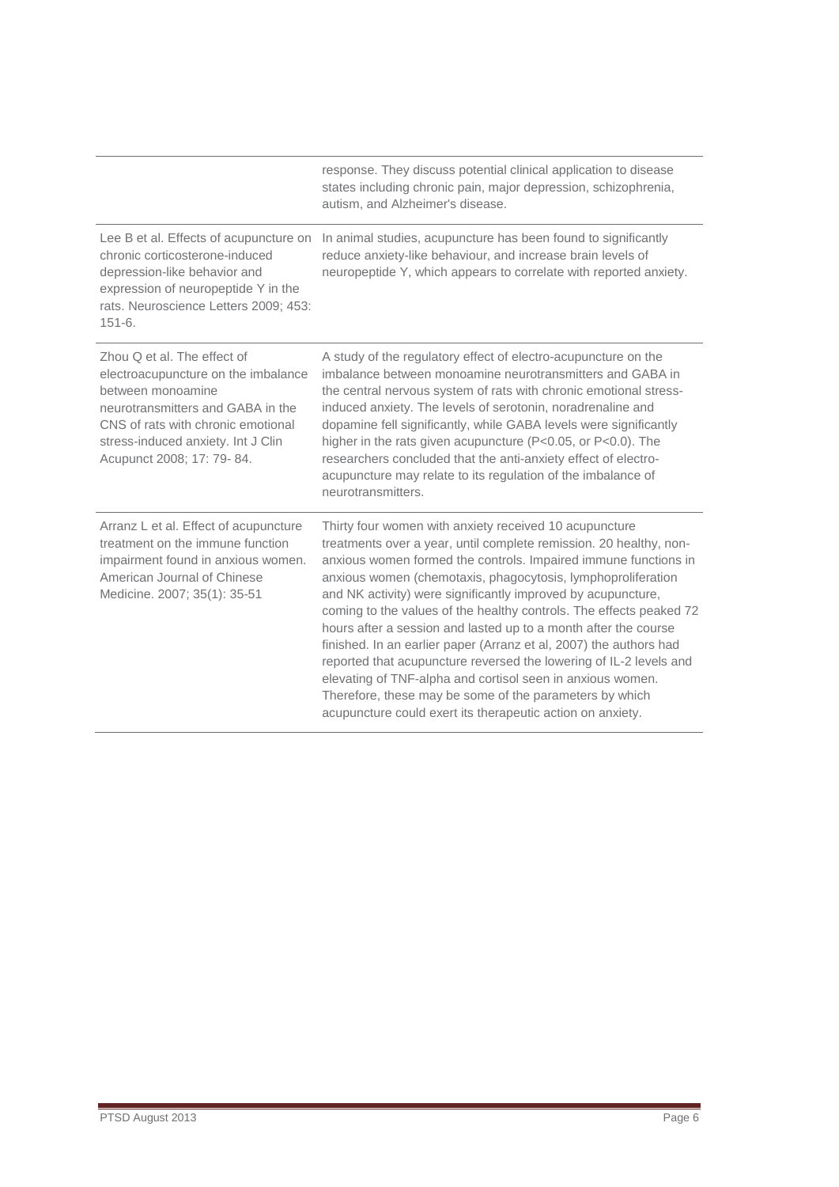| | |
|---|---|
| | response. They discuss potential clinical application to disease states including chronic pain, major depression, schizophrenia, autism, and Alzheimer's disease. |
| Lee B et al. Effects of acupuncture on chronic corticosterone-induced depression-like behavior and expression of neuropeptide Y in the rats. Neuroscience Letters 2009; 453: 151-6. | In animal studies, acupuncture has been found to significantly reduce anxiety-like behaviour, and increase brain levels of neuropeptide Y, which appears to correlate with reported anxiety. |
| Zhou Q et al. The effect of electroacupuncture on the imbalance between monoamine neurotransmitters and GABA in the CNS of rats with chronic emotional stress-induced anxiety. Int J Clin Acupunct 2008; 17: 79- 84. | A study of the regulatory effect of electro-acupuncture on the imbalance between monoamine neurotransmitters and GABA in the central nervous system of rats with chronic emotional stress-induced anxiety. The levels of serotonin, noradrenaline and dopamine fell significantly, while GABA levels were significantly higher in the rats given acupuncture ($P<0.05$, or $P<0.0$). The researchers concluded that the anti-anxiety effect of electro-acupuncture may relate to its regulation of the imbalance of neurotransmitters. |
| Arranz L et al. Effect of acupuncture treatment on the immune function impairment found in anxious women. American Journal of Chinese Medicine. 2007; 35(1): 35-51 | Thirty four women with anxiety received 10 acupuncture treatments over a year, until complete remission. 20 healthy, non-anxious women formed the controls. Impaired immune functions in anxious women (chemotaxis, phagocytosis, lymphoproliferation and NK activity) were significantly improved by acupuncture, coming to the values of the healthy controls. The effects peaked 72 hours after a session and lasted up to a month after the course finished. In an earlier paper (Arranz et al, 2007) the authors had reported that acupuncture reversed the lowering of IL-2 levels and elevating of TNF-alpha and cortisol seen in anxious women. Therefore, these may be some of the parameters by which acupuncture could exert its therapeutic action on anxiety. |